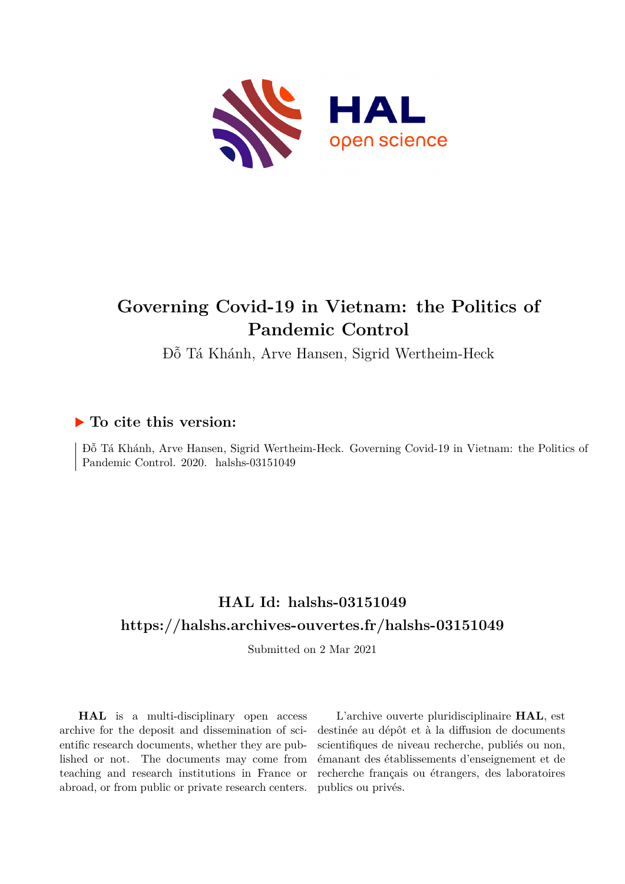# Governing Covid-19 in Vietnam: the Politics of Pandemic Control

Đỗ Tá Khánh, Arve Hansen, Sigrid Wertheim-Heck

## To cite this version:

Đỗ Tá Khánh, Arve Hansen, Sigrid Wertheim-Heck. Governing Covid-19 in Vietnam: the Politics of Pandemic Control. 2020. halshs-03151049

## HAL Id: halshs-03151049

## https://halshs.archives-ouvertes.fr/halshs-03151049

Submitted on 2 Mar 2021

**HAL** is a multi-disciplinary open access archive for the deposit and dissemination of scientific research documents, whether they are published or not. The documents may come from teaching and research institutions in France or abroad, or from public or private research centers.

L'archive ouverte pluridisciplinaire **HAL**, est destinée au dépôt et à la diffusion de documents scientifiques de niveau recherche, publiés ou non, émanant des établissements d'enseignement et de recherche français ou étrangers, des laboratoires publics ou privés.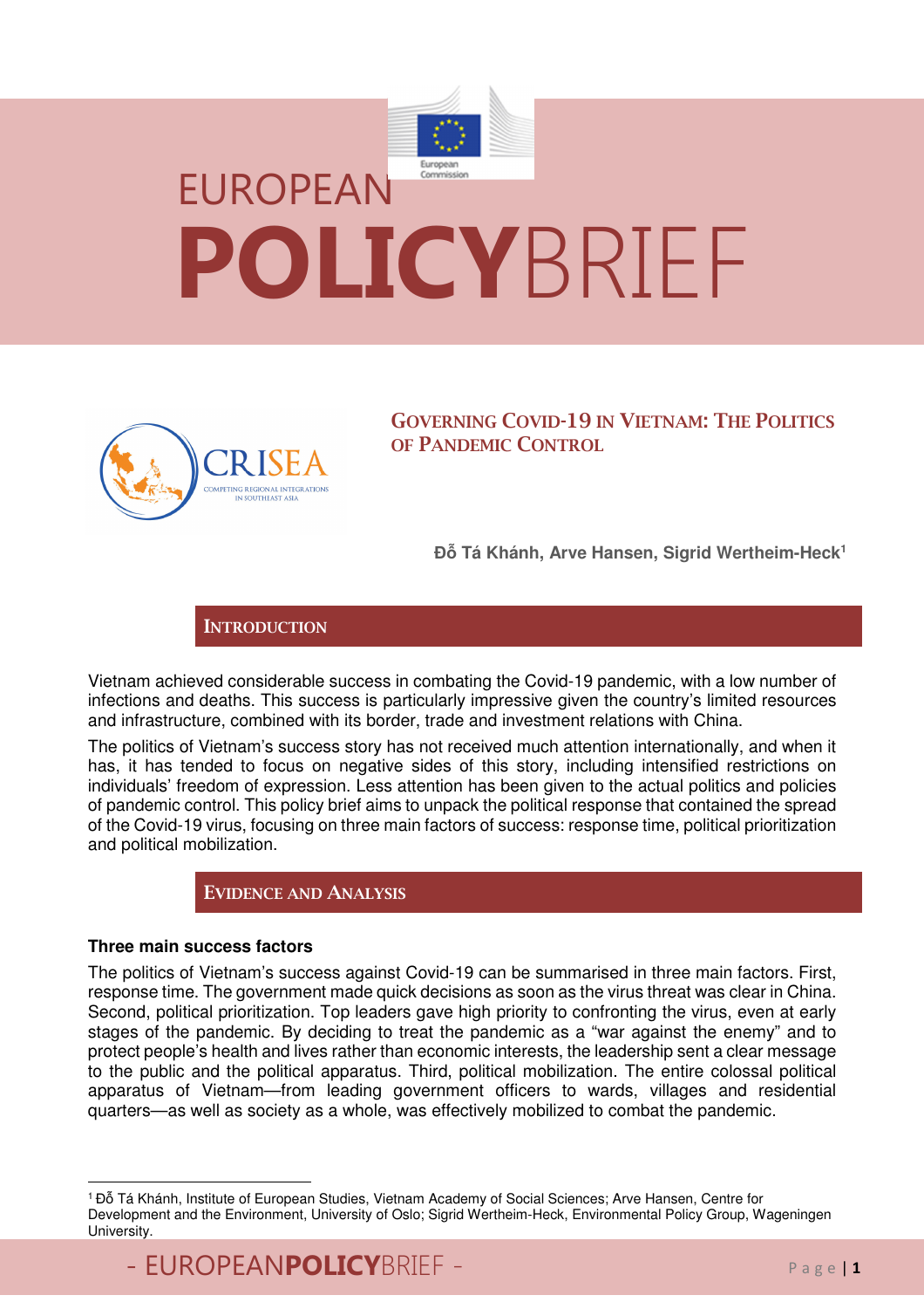# EUROPEAN POLICYBRIEF

## Governing Covid-19 in Vietnam: The Politics of Pandemic Control

**Đỗ Tá Khánh, Arve Hansen, Sigrid Wertheim-Heck**[1]

## Introduction

Vietnam achieved considerable success in combating the Covid-19 pandemic, with a low number of infections and deaths. This success is particularly impressive given the country's limited resources and infrastructure, combined with its border, trade and investment relations with China.

The politics of Vietnam's success story has not received much attention internationally, and when it has, it has tended to focus on negative sides of this story, including intensified restrictions on individuals' freedom of expression. Less attention has been given to the actual politics and policies of pandemic control. This policy brief aims to unpack the political response that contained the spread of the Covid-19 virus, focusing on three main factors of success: response time, political prioritization and political mobilization.

## Evidence and Analysis

### Three main success factors

The politics of Vietnam's success against Covid-19 can be summarised in three main factors. First, response time. The government made quick decisions as soon as the virus threat was clear in China. Second, political prioritization. Top leaders gave high priority to confronting the virus, even at early stages of the pandemic. By deciding to treat the pandemic as a "war against the enemy" and to protect people's health and lives rather than economic interests, the leadership sent a clear message to the public and the political apparatus. Third, political mobilization. The entire colossal political apparatus of Vietnam—from leading government officers to wards, villages and residential quarters—as well as society as a whole, was effectively mobilized to combat the pandemic.

---

[1] Đỗ Tá Khánh, Institute of European Studies, Vietnam Academy of Social Sciences; Arve Hansen, Centre for Development and the Environment, University of Oslo; Sigrid Wertheim-Heck, Environmental Policy Group, Wageningen University.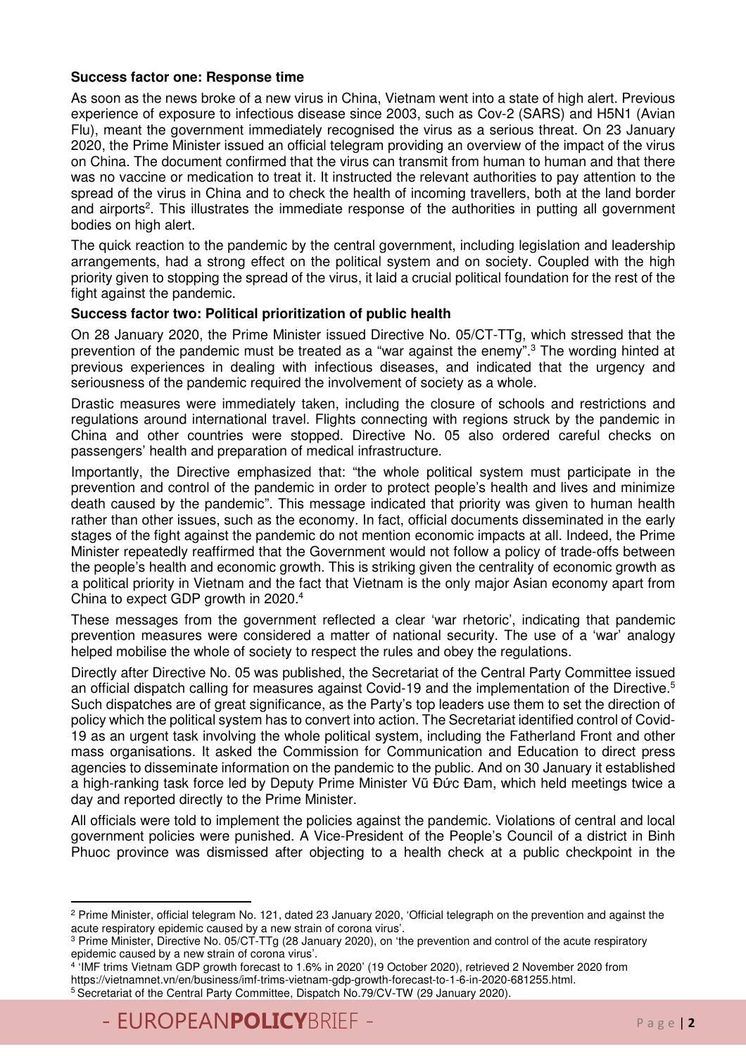**Success factor one: Response time**

As soon as the news broke of a new virus in China, Vietnam went into a state of high alert. Previous experience of exposure to infectious disease since 2003, such as Cov-2 (SARS) and H5N1 (Avian Flu), meant the government immediately recognised the virus as a serious threat. On 23 January 2020, the Prime Minister issued an official telegram providing an overview of the impact of the virus on China. The document confirmed that the virus can transmit from human to human and that there was no vaccine or medication to treat it. It instructed the relevant authorities to pay attention to the spread of the virus in China and to check the health of incoming travellers, both at the land border and airports[2]. This illustrates the immediate response of the authorities in putting all government bodies on high alert.

The quick reaction to the pandemic by the central government, including legislation and leadership arrangements, had a strong effect on the political system and on society. Coupled with the high priority given to stopping the spread of the virus, it laid a crucial political foundation for the rest of the fight against the pandemic.

**Success factor two: Political prioritization of public health**

On 28 January 2020, the Prime Minister issued Directive No. 05/CT-TTg, which stressed that the prevention of the pandemic must be treated as a "war against the enemy".[3] The wording hinted at previous experiences in dealing with infectious diseases, and indicated that the urgency and seriousness of the pandemic required the involvement of society as a whole.

Drastic measures were immediately taken, including the closure of schools and restrictions and regulations around international travel. Flights connecting with regions struck by the pandemic in China and other countries were stopped. Directive No. 05 also ordered careful checks on passengers' health and preparation of medical infrastructure.

Importantly, the Directive emphasized that: "the whole political system must participate in the prevention and control of the pandemic in order to protect people's health and lives and minimize death caused by the pandemic". This message indicated that priority was given to human health rather than other issues, such as the economy. In fact, official documents disseminated in the early stages of the fight against the pandemic do not mention economic impacts at all. Indeed, the Prime Minister repeatedly reaffirmed that the Government would not follow a policy of trade-offs between the people's health and economic growth. This is striking given the centrality of economic growth as a political priority in Vietnam and the fact that Vietnam is the only major Asian economy apart from China to expect GDP growth in 2020.[4]

These messages from the government reflected a clear 'war rhetoric', indicating that pandemic prevention measures were considered a matter of national security. The use of a 'war' analogy helped mobilise the whole of society to respect the rules and obey the regulations.

Directly after Directive No. 05 was published, the Secretariat of the Central Party Committee issued an official dispatch calling for measures against Covid-19 and the implementation of the Directive.[5] Such dispatches are of great significance, as the Party's top leaders use them to set the direction of policy which the political system has to convert into action. The Secretariat identified control of Covid-19 as an urgent task involving the whole political system, including the Fatherland Front and other mass organisations. It asked the Commission for Communication and Education to direct press agencies to disseminate information on the pandemic to the public. And on 30 January it established a high-ranking task force led by Deputy Prime Minister Vũ Đức Đam, which held meetings twice a day and reported directly to the Prime Minister.

All officials were told to implement the policies against the pandemic. Violations of central and local government policies were punished. A Vice-President of the People's Council of a district in Binh Phuoc province was dismissed after objecting to a health check at a public checkpoint in the

---

[2] Prime Minister, official telegram No. 121, dated 23 January 2020, 'Official telegraph on the prevention and against the acute respiratory epidemic caused by a new strain of corona virus'.

[3] Prime Minister, Directive No. 05/CT-TTg (28 January 2020), on 'the prevention and control of the acute respiratory epidemic caused by a new strain of corona virus'.

[4] 'IMF trims Vietnam GDP growth forecast to 1.6% in 2020' (19 October 2020), retrieved 2 November 2020 from https://vietnamnet.vn/en/business/imf-trims-vietnam-gdp-growth-forecast-to-1-6-in-2020-681255.html.

[5] Secretariat of the Central Party Committee, Dispatch No.79/CV-TW (29 January 2020).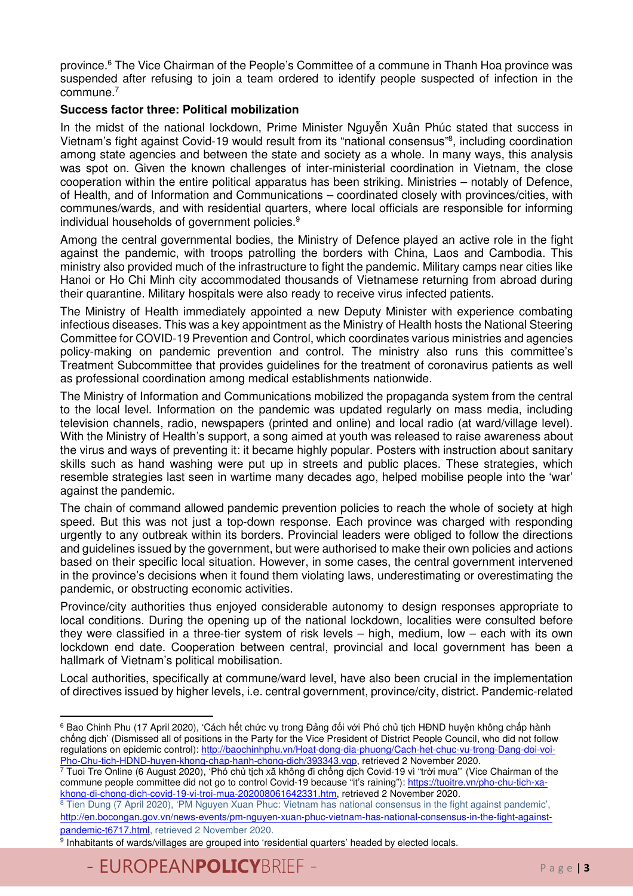province.[6] The Vice Chairman of the People's Committee of a commune in Thanh Hoa province was suspended after refusing to join a team ordered to identify people suspected of infection in the commune.[7]

**Success factor three: Political mobilization**

In the midst of the national lockdown, Prime Minister Nguyễn Xuân Phúc stated that success in Vietnam's fight against Covid-19 would result from its "national consensus"[8], including coordination among state agencies and between the state and society as a whole. In many ways, this analysis was spot on. Given the known challenges of inter-ministerial coordination in Vietnam, the close cooperation within the entire political apparatus has been striking. Ministries – notably of Defence, of Health, and of Information and Communications – coordinated closely with provinces/cities, with communes/wards, and with residential quarters, where local officials are responsible for informing individual households of government policies.[9]

Among the central governmental bodies, the Ministry of Defence played an active role in the fight against the pandemic, with troops patrolling the borders with China, Laos and Cambodia. This ministry also provided much of the infrastructure to fight the pandemic. Military camps near cities like Hanoi or Ho Chi Minh city accommodated thousands of Vietnamese returning from abroad during their quarantine. Military hospitals were also ready to receive virus infected patients.

The Ministry of Health immediately appointed a new Deputy Minister with experience combating infectious diseases. This was a key appointment as the Ministry of Health hosts the National Steering Committee for COVID-19 Prevention and Control, which coordinates various ministries and agencies policy-making on pandemic prevention and control. The ministry also runs this committee's Treatment Subcommittee that provides guidelines for the treatment of coronavirus patients as well as professional coordination among medical establishments nationwide.

The Ministry of Information and Communications mobilized the propaganda system from the central to the local level. Information on the pandemic was updated regularly on mass media, including television channels, radio, newspapers (printed and online) and local radio (at ward/village level). With the Ministry of Health's support, a song aimed at youth was released to raise awareness about the virus and ways of preventing it: it became highly popular. Posters with instruction about sanitary skills such as hand washing were put up in streets and public places. These strategies, which resemble strategies last seen in wartime many decades ago, helped mobilise people into the 'war' against the pandemic.

The chain of command allowed pandemic prevention policies to reach the whole of society at high speed. But this was not just a top-down response. Each province was charged with responding urgently to any outbreak within its borders. Provincial leaders were obliged to follow the directions and guidelines issued by the government, but were authorised to make their own policies and actions based on their specific local situation. However, in some cases, the central government intervened in the province's decisions when it found them violating laws, underestimating or overestimating the pandemic, or obstructing economic activities.

Province/city authorities thus enjoyed considerable autonomy to design responses appropriate to local conditions. During the opening up of the national lockdown, localities were consulted before they were classified in a three-tier system of risk levels – high, medium, low – each with its own lockdown end date. Cooperation between central, provincial and local government has been a hallmark of Vietnam's political mobilisation.

Local authorities, specifically at commune/ward level, have also been crucial in the implementation of directives issued by higher levels, i.e. central government, province/city, district. Pandemic-related

---

[6] Bao Chinh Phu (17 April 2020), 'Cách hết chức vụ trong Đảng đối với Phó chủ tịch HĐND huyện không chấp hành chống dịch' (Dismissed all of positions in the Party for the Vice President of District People Council, who did not follow regulations on epidemic control): http://baochinhphu.vn/Hoat-dong-dia-phuong/Cach-het-chuc-vu-trong-Dang-doi-voi-Pho-Chu-tich-HDND-huyen-khong-chap-hanh-chong-dich/393343.vgp, retrieved 2 November 2020.

[7] Tuoi Tre Online (6 August 2020), 'Phó chủ tịch xã không đi chống dịch Covid-19 vì "trời mưa"' (Vice Chairman of the commune people committee did not go to control Covid-19 because "it's raining"): https://tuoitre.vn/pho-chu-tich-xa-khong-di-chong-dich-covid-19-vi-troi-mua-20200806164233l.htm, retrieved 2 November 2020.

[8] Tien Dung (7 April 2020), 'PM Nguyen Xuan Phuc: Vietnam has national consensus in the fight against pandemic', http://en.bocongan.gov.vn/news-events/pm-nguyen-xuan-phuc-vietnam-has-national-consensus-in-the-fight-against-pandemic-t6717.html, retrieved 2 November 2020.

[9] Inhabitants of wards/villages are grouped into 'residential quarters' headed by elected locals.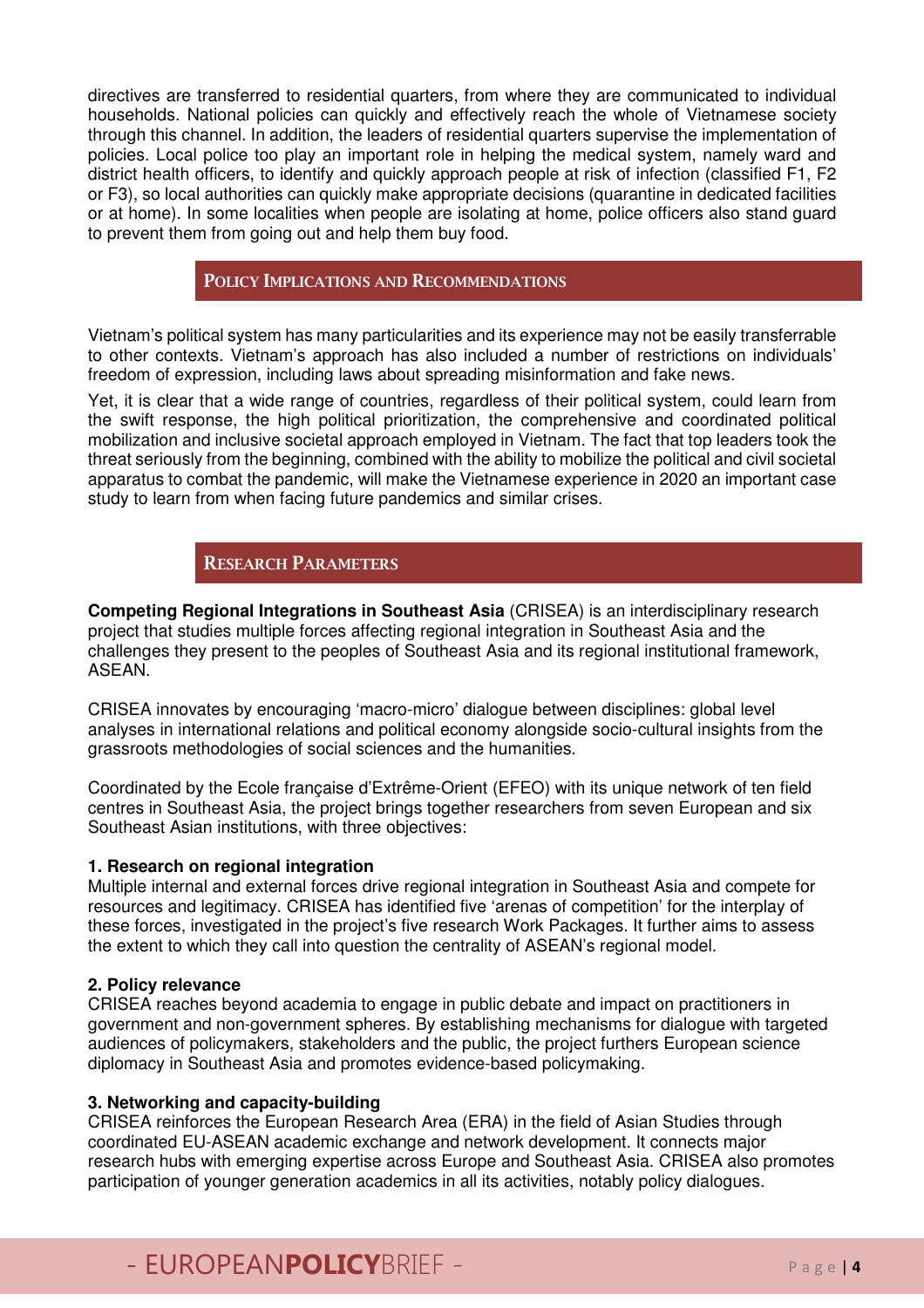directives are transferred to residential quarters, from where they are communicated to individual households. National policies can quickly and effectively reach the whole of Vietnamese society through this channel. In addition, the leaders of residential quarters supervise the implementation of policies. Local police too play an important role in helping the medical system, namely ward and district health officers, to identify and quickly approach people at risk of infection (classified F1, F2 or F3), so local authorities can quickly make appropriate decisions (quarantine in dedicated facilities or at home). In some localities when people are isolating at home, police officers also stand guard to prevent them from going out and help them buy food.

## Policy Implications and Recommendations

Vietnam's political system has many particularities and its experience may not be easily transferrable to other contexts. Vietnam's approach has also included a number of restrictions on individuals' freedom of expression, including laws about spreading misinformation and fake news.

Yet, it is clear that a wide range of countries, regardless of their political system, could learn from the swift response, the high political prioritization, the comprehensive and coordinated political mobilization and inclusive societal approach employed in Vietnam. The fact that top leaders took the threat seriously from the beginning, combined with the ability to mobilize the political and civil societal apparatus to combat the pandemic, will make the Vietnamese experience in 2020 an important case study to learn from when facing future pandemics and similar crises.

## Research Parameters

**Competing Regional Integrations in Southeast Asia** (CRISEA) is an interdisciplinary research project that studies multiple forces affecting regional integration in Southeast Asia and the challenges they present to the peoples of Southeast Asia and its regional institutional framework, ASEAN.

CRISEA innovates by encouraging 'macro-micro' dialogue between disciplines: global level analyses in international relations and political economy alongside socio-cultural insights from the grassroots methodologies of social sciences and the humanities.

Coordinated by the Ecole française d'Extrême-Orient (EFEO) with its unique network of ten field centres in Southeast Asia, the project brings together researchers from seven European and six Southeast Asian institutions, with three objectives:

**1. Research on regional integration**
Multiple internal and external forces drive regional integration in Southeast Asia and compete for resources and legitimacy. CRISEA has identified five 'arenas of competition' for the interplay of these forces, investigated in the project's five research Work Packages. It further aims to assess the extent to which they call into question the centrality of ASEAN's regional model.

**2. Policy relevance**
CRISEA reaches beyond academia to engage in public debate and impact on practitioners in government and non-government spheres. By establishing mechanisms for dialogue with targeted audiences of policymakers, stakeholders and the public, the project furthers European science diplomacy in Southeast Asia and promotes evidence-based policymaking.

**3. Networking and capacity-building**
CRISEA reinforces the European Research Area (ERA) in the field of Asian Studies through coordinated EU-ASEAN academic exchange and network development. It connects major research hubs with emerging expertise across Europe and Southeast Asia. CRISEA also promotes participation of younger generation academics in all its activities, notably policy dialogues.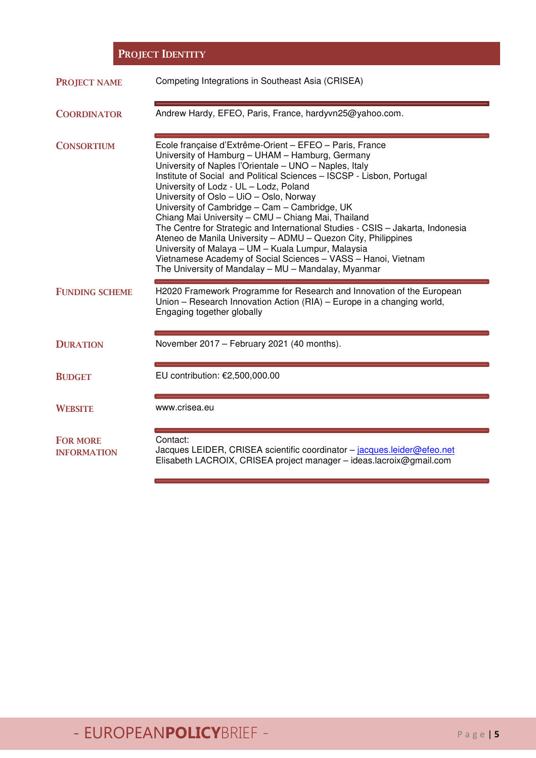## Project Identity

**Project Name**

Competing Integrations in Southeast Asia (CRISEA)

**Coordinator**

Andrew Hardy, EFEO, Paris, France, hardyvn25@yahoo.com.

**Consortium**

Ecole française d'Extrême-Orient – EFEO – Paris, France
University of Hamburg – UHAM – Hamburg, Germany
University of Naples l'Orientale – UNO – Naples, Italy
Institute of Social and Political Sciences – ISCSP - Lisbon, Portugal
University of Lodz - UL – Lodz, Poland
University of Oslo – UiO – Oslo, Norway
University of Cambridge – Cam – Cambridge, UK
Chiang Mai University – CMU – Chiang Mai, Thailand
The Centre for Strategic and International Studies - CSIS – Jakarta, Indonesia
Ateneo de Manila University – ADMU – Quezon City, Philippines
University of Malaya – UM – Kuala Lumpur, Malaysia
Vietnamese Academy of Social Sciences – VASS – Hanoi, Vietnam
The University of Mandalay – MU – Mandalay, Myanmar

**Funding Scheme**

H2020 Framework Programme for Research and Innovation of the European Union – Research Innovation Action (RIA) – Europe in a changing world, Engaging together globally

**Duration**

November 2017 – February 2021 (40 months).

**Budget**

EU contribution: €2,500,000.00

**Website**

www.crisea.eu

**For More Information**

Contact:
Jacques LEIDER, CRISEA scientific coordinator – jacques.leider@efeo.net
Elisabeth LACROIX, CRISEA project manager – ideas.lacroix@gmail.com